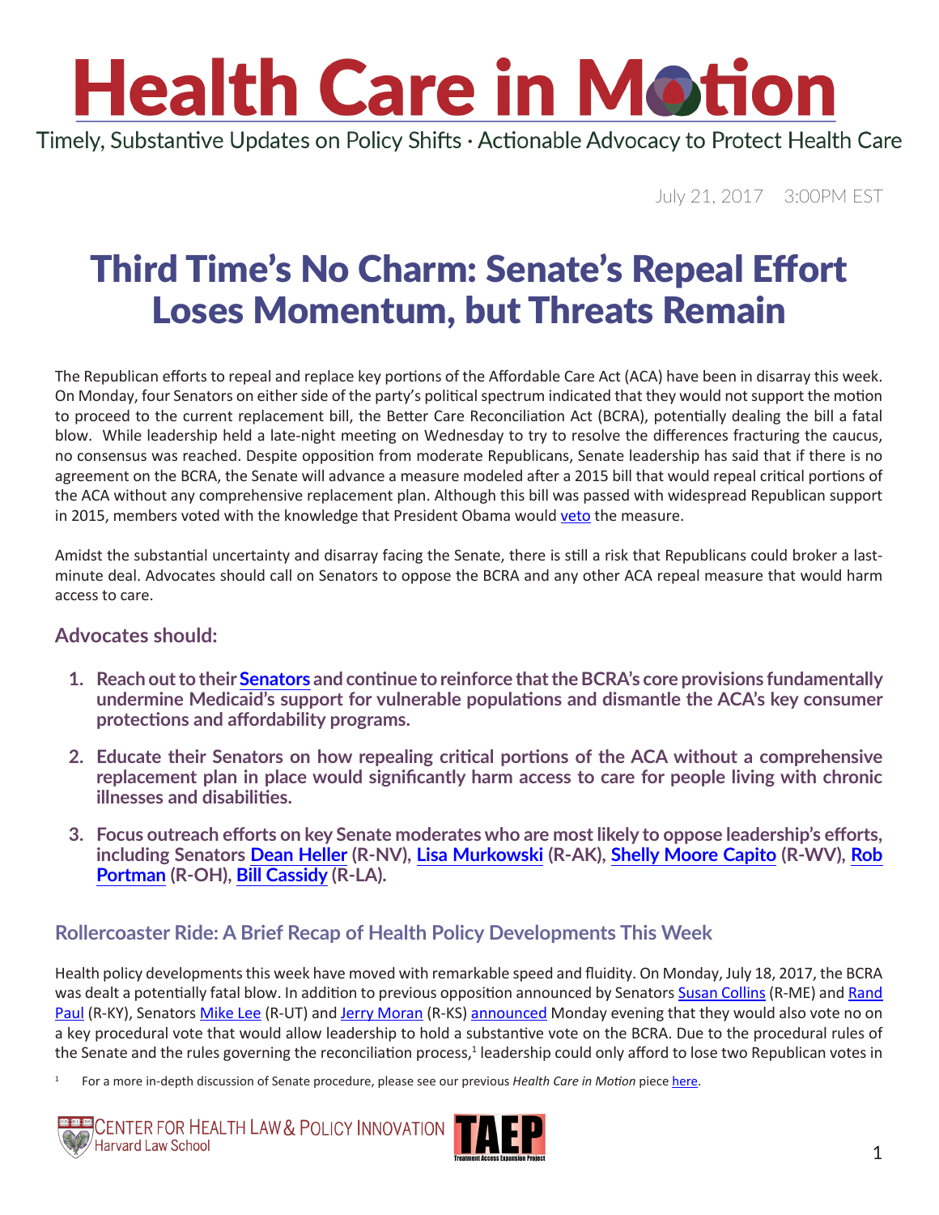# Health Care in Motion

Timely, Substantive Updates on Policy Shifts · Actionable Advocacy to Protect Health Care

July 21, 2017    3:00PM EST

## Third Time's No Charm: Senate's Repeal Effort Loses Momentum, but Threats Remain

The Republican efforts to repeal and replace key portions of the Affordable Care Act (ACA) have been in disarray this week. On Monday, four Senators on either side of the party's political spectrum indicated that they would not support the motion to proceed to the current replacement bill, the Better Care Reconciliation Act (BCRA), potentially dealing the bill a fatal blow. While leadership held a late-night meeting on Wednesday to try to resolve the differences fracturing the caucus, no consensus was reached. Despite opposition from moderate Republicans, Senate leadership has said that if there is no agreement on the BCRA, the Senate will advance a measure modeled after a 2015 bill that would repeal critical portions of the ACA without any comprehensive replacement plan. Although this bill was passed with widespread Republican support in 2015, members voted with the knowledge that President Obama would veto the measure.

Amidst the substantial uncertainty and disarray facing the Senate, there is still a risk that Republicans could broker a last-minute deal. Advocates should call on Senators to oppose the BCRA and any other ACA repeal measure that would harm access to care.

### Advocates should:

1. **Reach out to their Senators and continue to reinforce that the BCRA's core provisions fundamentally undermine Medicaid's support for vulnerable populations and dismantle the ACA's key consumer protections and affordability programs.**
2. **Educate their Senators on how repealing critical portions of the ACA without a comprehensive replacement plan in place would significantly harm access to care for people living with chronic illnesses and disabilities.**
3. **Focus outreach efforts on key Senate moderates who are most likely to oppose leadership's efforts, including Senators Dean Heller (R-NV), Lisa Murkowski (R-AK), Shelly Moore Capito (R-WV), Rob Portman (R-OH), Bill Cassidy (R-LA).**

### Rollercoaster Ride: A Brief Recap of Health Policy Developments This Week

Health policy developments this week have moved with remarkable speed and fluidity. On Monday, July 18, 2017, the BCRA was dealt a potentially fatal blow. In addition to previous opposition announced by Senators Susan Collins (R-ME) and Rand Paul (R-KY), Senators Mike Lee (R-UT) and Jerry Moran (R-KS) announced Monday evening that they would also vote no on a key procedural vote that would allow leadership to hold a substantive vote on the BCRA. Due to the procedural rules of the Senate and the rules governing the reconciliation process,[1] leadership could only afford to lose two Republican votes in

[1] For a more in-depth discussion of Senate procedure, please see our previous *Health Care in Motion* piece here.

Center for Health Law & Policy Innovation, Harvard Law School · TAEP Treatment Access Expansion Project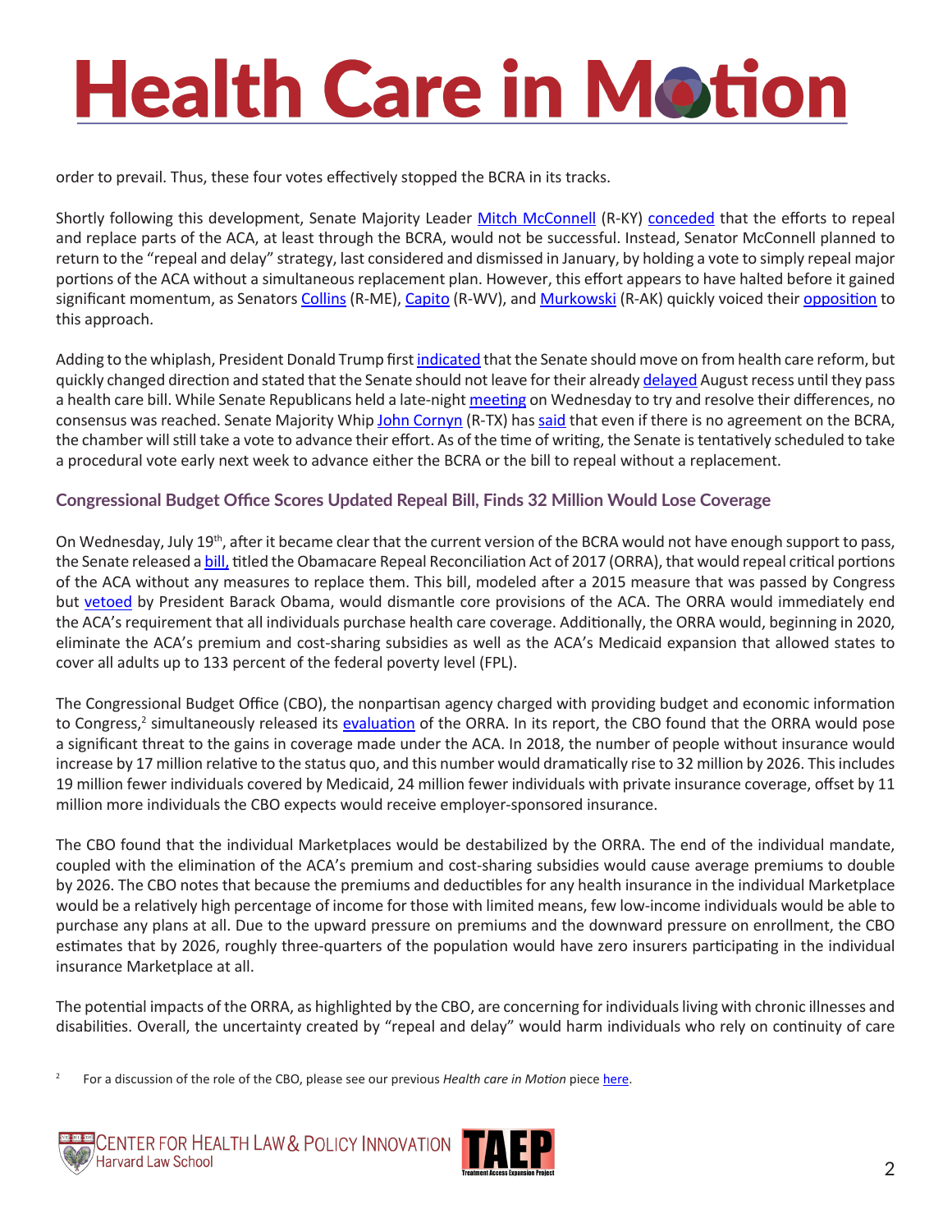order to prevail. Thus, these four votes effectively stopped the BCRA in its tracks.

Shortly following this development, Senate Majority Leader Mitch McConnell (R-KY) conceded that the efforts to repeal and replace parts of the ACA, at least through the BCRA, would not be successful. Instead, Senator McConnell planned to return to the "repeal and delay" strategy, last considered and dismissed in January, by holding a vote to simply repeal major portions of the ACA without a simultaneous replacement plan. However, this effort appears to have halted before it gained significant momentum, as Senators Collins (R-ME), Capito (R-WV), and Murkowski (R-AK) quickly voiced their opposition to this approach.

Adding to the whiplash, President Donald Trump first indicated that the Senate should move on from health care reform, but quickly changed direction and stated that the Senate should not leave for their already delayed August recess until they pass a health care bill. While Senate Republicans held a late-night meeting on Wednesday to try and resolve their differences, no consensus was reached. Senate Majority Whip John Cornyn (R-TX) has said that even if there is no agreement on the BCRA, the chamber will still take a vote to advance their effort. As of the time of writing, the Senate is tentatively scheduled to take a procedural vote early next week to advance either the BCRA or the bill to repeal without a replacement.

### Congressional Budget Office Scores Updated Repeal Bill, Finds 32 Million Would Lose Coverage

On Wednesday, July 19th, after it became clear that the current version of the BCRA would not have enough support to pass, the Senate released a bill, titled the Obamacare Repeal Reconciliation Act of 2017 (ORRA), that would repeal critical portions of the ACA without any measures to replace them. This bill, modeled after a 2015 measure that was passed by Congress but vetoed by President Barack Obama, would dismantle core provisions of the ACA. The ORRA would immediately end the ACA's requirement that all individuals purchase health care coverage. Additionally, the ORRA would, beginning in 2020, eliminate the ACA's premium and cost-sharing subsidies as well as the ACA's Medicaid expansion that allowed states to cover all adults up to 133 percent of the federal poverty level (FPL).

The Congressional Budget Office (CBO), the nonpartisan agency charged with providing budget and economic information to Congress,[2] simultaneously released its evaluation of the ORRA. In its report, the CBO found that the ORRA would pose a significant threat to the gains in coverage made under the ACA. In 2018, the number of people without insurance would increase by 17 million relative to the status quo, and this number would dramatically rise to 32 million by 2026. This includes 19 million fewer individuals covered by Medicaid, 24 million fewer individuals with private insurance coverage, offset by 11 million more individuals the CBO expects would receive employer-sponsored insurance.

The CBO found that the individual Marketplaces would be destabilized by the ORRA. The end of the individual mandate, coupled with the elimination of the ACA's premium and cost-sharing subsidies would cause average premiums to double by 2026. The CBO notes that because the premiums and deductibles for any health insurance in the individual Marketplace would be a relatively high percentage of income for those with limited means, few low-income individuals would be able to purchase any plans at all. Due to the upward pressure on premiums and the downward pressure on enrollment, the CBO estimates that by 2026, roughly three-quarters of the population would have zero insurers participating in the individual insurance Marketplace at all.

The potential impacts of the ORRA, as highlighted by the CBO, are concerning for individuals living with chronic illnesses and disabilities. Overall, the uncertainty created by "repeal and delay" would harm individuals who rely on continuity of care

[2] For a discussion of the role of the CBO, please see our previous *Health care in Motion* piece here.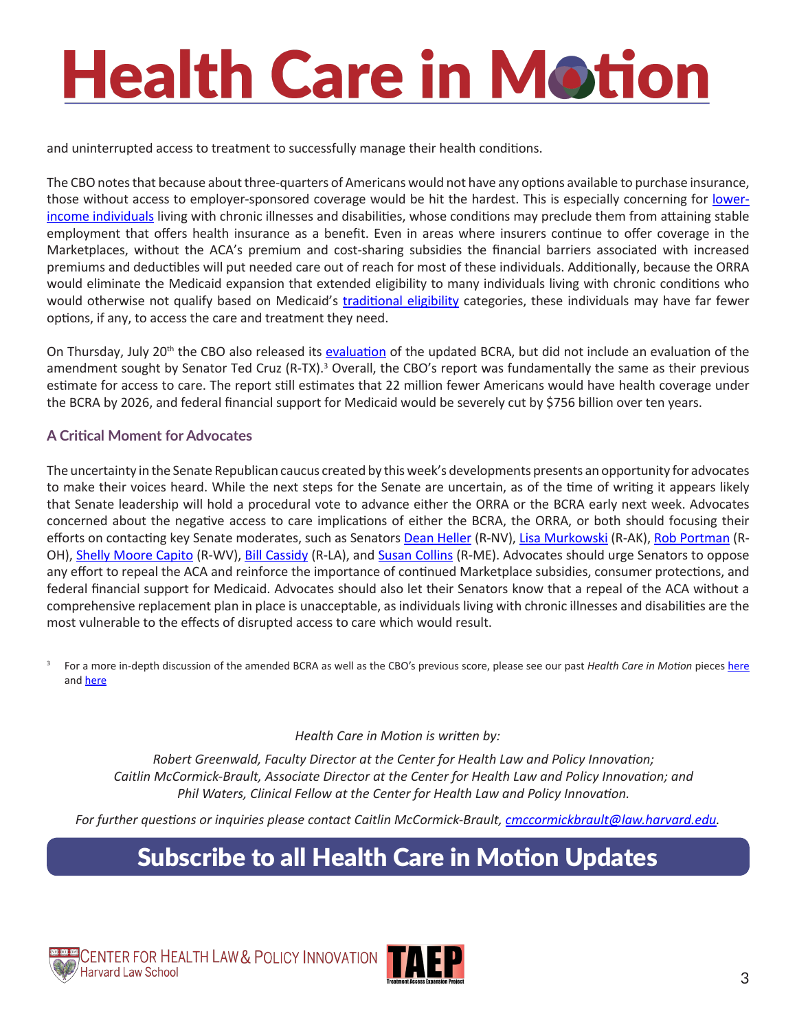and uninterrupted access to treatment to successfully manage their health conditions.

The CBO notes that because about three-quarters of Americans would not have any options available to purchase insurance, those without access to employer-sponsored coverage would be hit the hardest. This is especially concerning for lower-income individuals living with chronic illnesses and disabilities, whose conditions may preclude them from attaining stable employment that offers health insurance as a benefit. Even in areas where insurers continue to offer coverage in the Marketplaces, without the ACA's premium and cost-sharing subsidies the financial barriers associated with increased premiums and deductibles will put needed care out of reach for most of these individuals. Additionally, because the ORRA would eliminate the Medicaid expansion that extended eligibility to many individuals living with chronic conditions who would otherwise not qualify based on Medicaid's traditional eligibility categories, these individuals may have far fewer options, if any, to access the care and treatment they need.

On Thursday, July 20th the CBO also released its evaluation of the updated BCRA, but did not include an evaluation of the amendment sought by Senator Ted Cruz (R-TX).[3] Overall, the CBO's report was fundamentally the same as their previous estimate for access to care. The report still estimates that 22 million fewer Americans would have health coverage under the BCRA by 2026, and federal financial support for Medicaid would be severely cut by $756 billion over ten years.

### A Critical Moment for Advocates

The uncertainty in the Senate Republican caucus created by this week's developments presents an opportunity for advocates to make their voices heard. While the next steps for the Senate are uncertain, as of the time of writing it appears likely that Senate leadership will hold a procedural vote to advance either the ORRA or the BCRA early next week. Advocates concerned about the negative access to care implications of either the BCRA, the ORRA, or both should focusing their efforts on contacting key Senate moderates, such as Senators Dean Heller (R-NV), Lisa Murkowski (R-AK), Rob Portman (R-OH), Shelly Moore Capito (R-WV), Bill Cassidy (R-LA), and Susan Collins (R-ME). Advocates should urge Senators to oppose any effort to repeal the ACA and reinforce the importance of continued Marketplace subsidies, consumer protections, and federal financial support for Medicaid. Advocates should also let their Senators know that a repeal of the ACA without a comprehensive replacement plan in place is unacceptable, as individuals living with chronic illnesses and disabilities are the most vulnerable to the effects of disrupted access to care which would result.

[3] For a more in-depth discussion of the amended BCRA as well as the CBO's previous score, please see our past *Health Care in Motion* pieces here and here

*Health Care in Motion is written by:*

*Robert Greenwald, Faculty Director at the Center for Health Law and Policy Innovation;*
*Caitlin McCormick-Brault, Associate Director at the Center for Health Law and Policy Innovation; and*
*Phil Waters, Clinical Fellow at the Center for Health Law and Policy Innovation.*

*For further questions or inquiries please contact Caitlin McCormick-Brault, cmccormickbrault@law.harvard.edu.*

**Subscribe to all Health Care in Motion Updates**

Center for Health Law & Policy Innovation, Harvard Law School

TAEP – Treatment Access Expansion Project